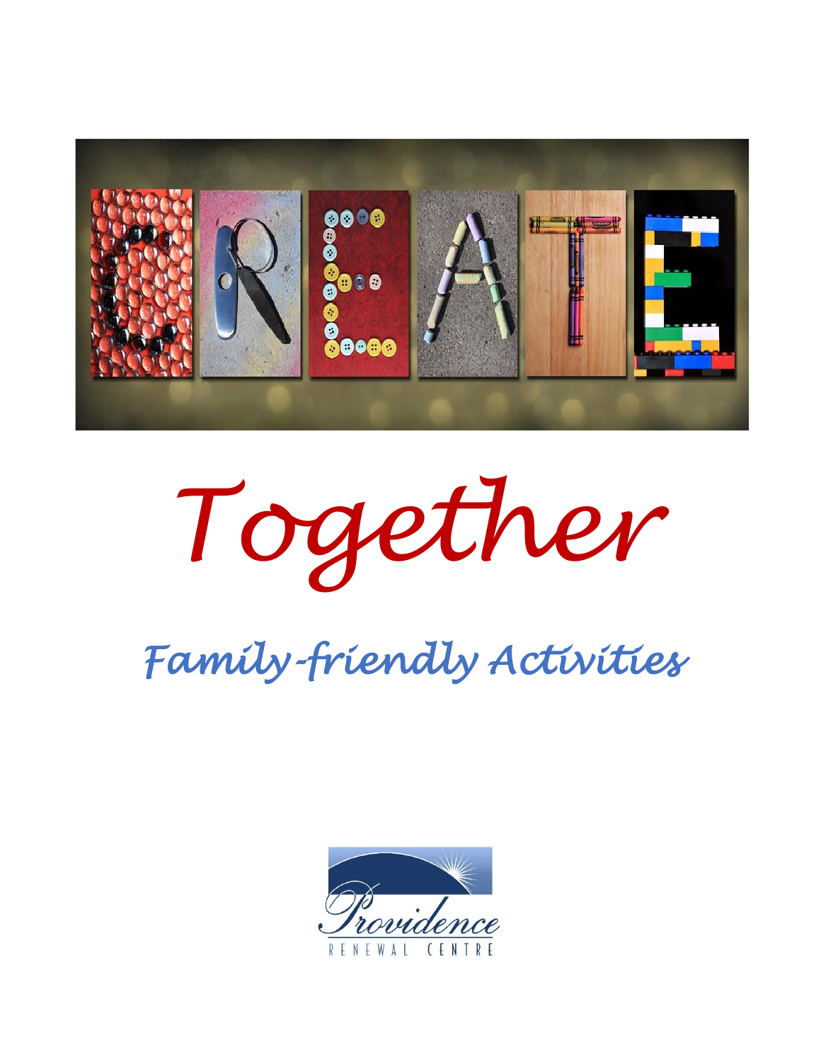# CREATE

# Together

## Family-friendly Activities

Providence

RENEWAL CENTRE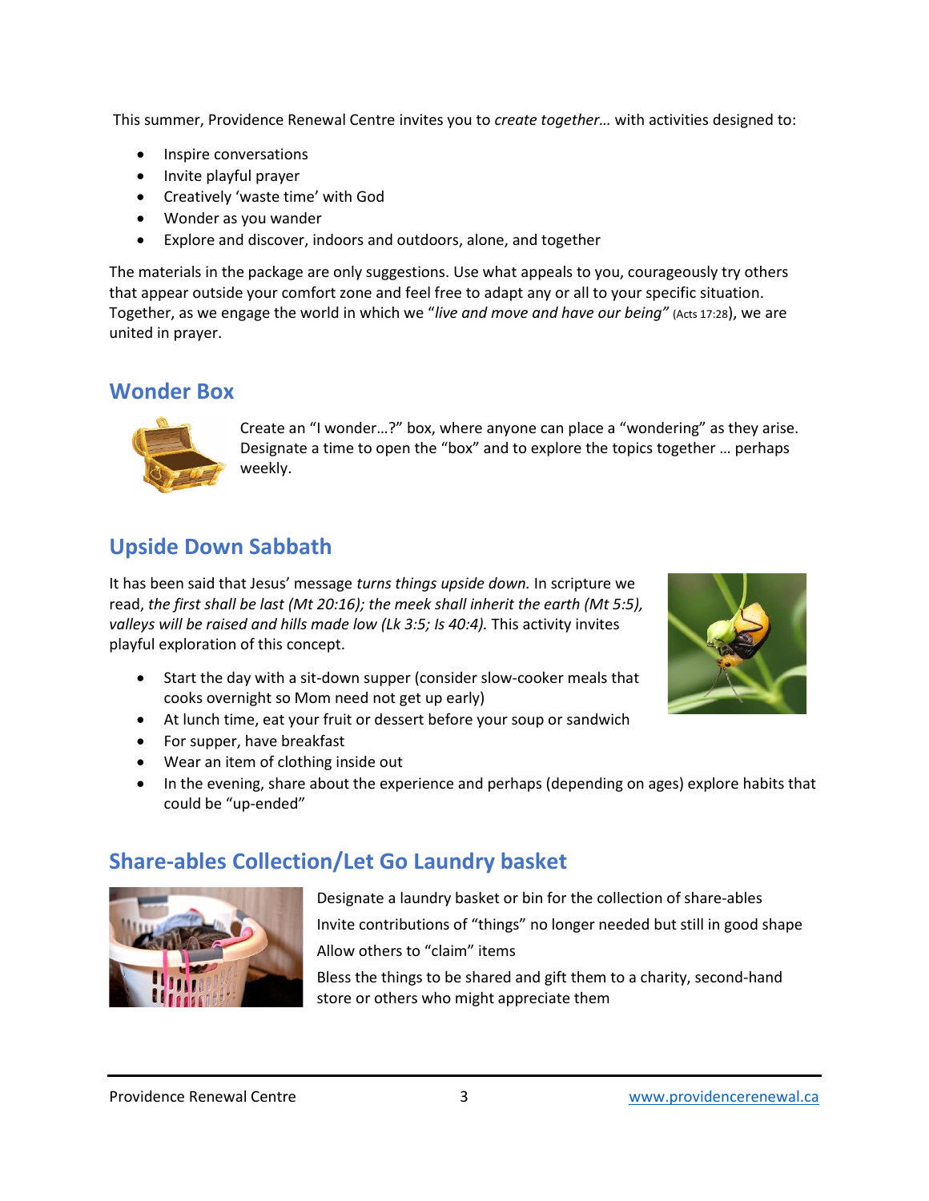This summer, Providence Renewal Centre invites you to *create together…* with activities designed to:

- Inspire conversations
- Invite playful prayer
- Creatively 'waste time' with God
- Wonder as you wander
- Explore and discover, indoors and outdoors, alone, and together

The materials in the package are only suggestions. Use what appeals to you, courageously try others that appear outside your comfort zone and feel free to adapt any or all to your specific situation. Together, as we engage the world in which we "*live and move and have our being"* (Acts 17:28), we are united in prayer.

## Wonder Box

Create an "I wonder…?" box, where anyone can place a "wondering" as they arise. Designate a time to open the "box" and to explore the topics together … perhaps weekly.

## Upside Down Sabbath

It has been said that Jesus' message *turns things upside down.* In scripture we read, *the first shall be last (Mt 20:16); the meek shall inherit the earth (Mt 5:5), valleys will be raised and hills made low (Lk 3:5; Is 40:4).* This activity invites playful exploration of this concept.

- Start the day with a sit-down supper (consider slow-cooker meals that cooks overnight so Mom need not get up early)
- At lunch time, eat your fruit or dessert before your soup or sandwich
- For supper, have breakfast
- Wear an item of clothing inside out
- In the evening, share about the experience and perhaps (depending on ages) explore habits that could be "up-ended"

## Share-ables Collection/Let Go Laundry basket

Designate a laundry basket or bin for the collection of share-ables

Invite contributions of "things" no longer needed but still in good shape

Allow others to "claim" items

Bless the things to be shared and gift them to a charity, second-hand store or others who might appreciate them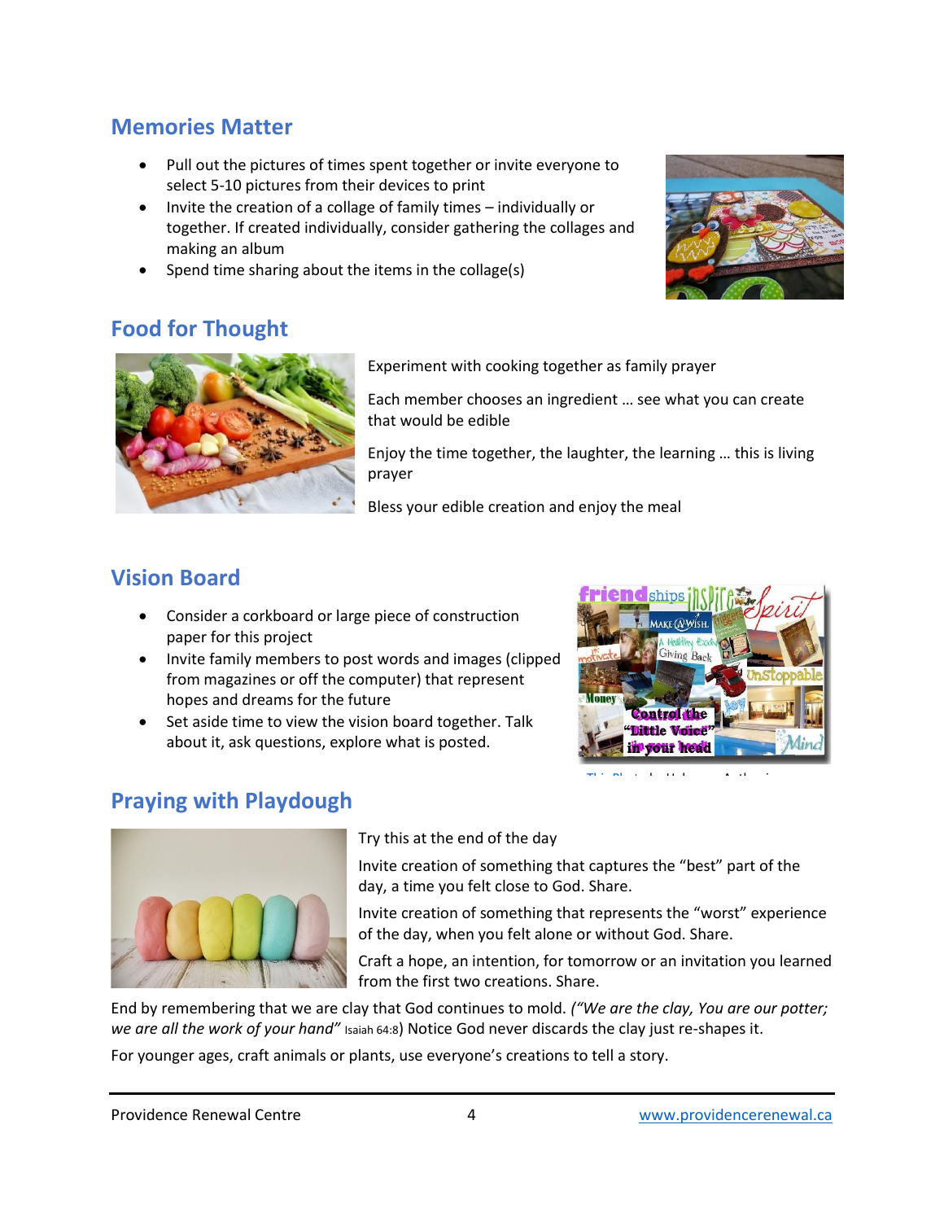## Memories Matter

- Pull out the pictures of times spent together or invite everyone to select 5-10 pictures from their devices to print
- Invite the creation of a collage of family times – individually or together. If created individually, consider gathering the collages and making an album
- Spend time sharing about the items in the collage(s)

## Food for Thought

Experiment with cooking together as family prayer

Each member chooses an ingredient … see what you can create that would be edible

Enjoy the time together, the laughter, the learning … this is living prayer

Bless your edible creation and enjoy the meal

## Vision Board

- Consider a corkboard or large piece of construction paper for this project
- Invite family members to post words and images (clipped from magazines or off the computer) that represent hopes and dreams for the future
- Set aside time to view the vision board together. Talk about it, ask questions, explore what is posted.

## Praying with Playdough

Try this at the end of the day

Invite creation of something that captures the "best" part of the day, a time you felt close to God. Share.

Invite creation of something that represents the "worst" experience of the day, when you felt alone or without God. Share.

Craft a hope, an intention, for tomorrow or an invitation you learned from the first two creations. Share.

End by remembering that we are clay that God continues to mold. *("We are the clay, You are our potter; we are all the work of your hand"* Isaiah 64:8) Notice God never discards the clay just re-shapes it.

For younger ages, craft animals or plants, use everyone's creations to tell a story.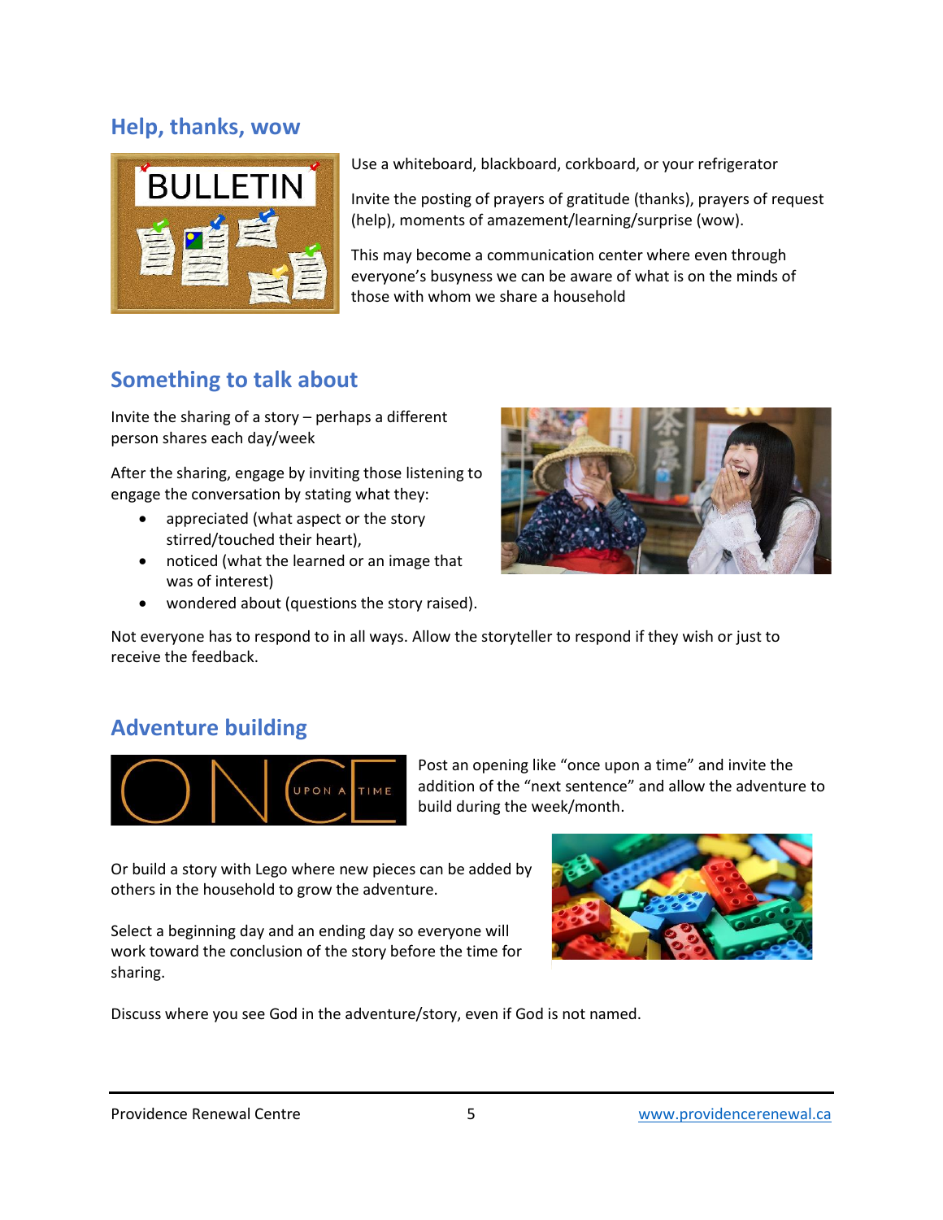## Help, thanks, wow

Use a whiteboard, blackboard, corkboard, or your refrigerator

Invite the posting of prayers of gratitude (thanks), prayers of request (help), moments of amazement/learning/surprise (wow).

This may become a communication center where even through everyone's busyness we can be aware of what is on the minds of those with whom we share a household

## Something to talk about

Invite the sharing of a story – perhaps a different person shares each day/week

After the sharing, engage by inviting those listening to engage the conversation by stating what they:

- appreciated (what aspect or the story stirred/touched their heart),
- noticed (what the learned or an image that was of interest)
- wondered about (questions the story raised).

Not everyone has to respond to in all ways. Allow the storyteller to respond if they wish or just to receive the feedback.

## Adventure building

Post an opening like "once upon a time" and invite the addition of the "next sentence" and allow the adventure to build during the week/month.

Or build a story with Lego where new pieces can be added by others in the household to grow the adventure.

Select a beginning day and an ending day so everyone will work toward the conclusion of the story before the time for sharing.

Discuss where you see God in the adventure/story, even if God is not named.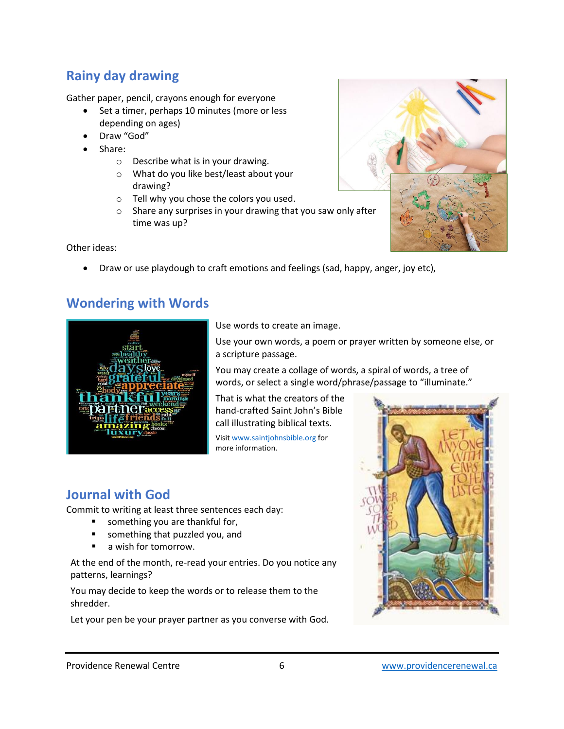## Rainy day drawing

Gather paper, pencil, crayons enough for everyone

- Set a timer, perhaps 10 minutes (more or less depending on ages)
- Draw "God"
- Share:
  - Describe what is in your drawing.
  - What do you like best/least about your drawing?
  - Tell why you chose the colors you used.
  - Share any surprises in your drawing that you saw only after time was up?

Other ideas:

- Draw or use playdough to craft emotions and feelings (sad, happy, anger, joy etc),

## Wondering with Words

Use words to create an image.

Use your own words, a poem or prayer written by someone else, or a scripture passage.

You may create a collage of words, a spiral of words, a tree of words, or select a single word/phrase/passage to "illuminate."

That is what the creators of the hand-crafted Saint John's Bible call illustrating biblical texts.

Visit www.saintjohnsbible.org for more information.

## Journal with God

Commit to writing at least three sentences each day:

- something you are thankful for,
- something that puzzled you, and
- a wish for tomorrow.

At the end of the month, re-read your entries. Do you notice any patterns, learnings?

You may decide to keep the words or to release them to the shredder.

Let your pen be your prayer partner as you converse with God.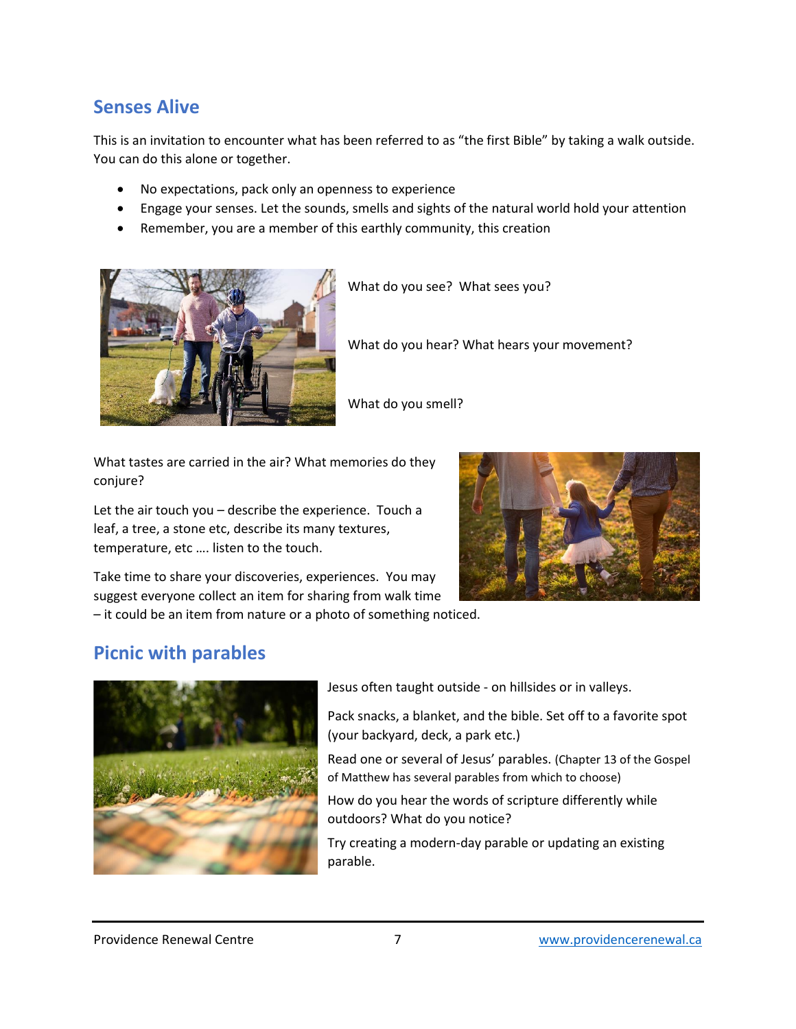## Senses Alive

This is an invitation to encounter what has been referred to as "the first Bible" by taking a walk outside. You can do this alone or together.

- No expectations, pack only an openness to experience
- Engage your senses. Let the sounds, smells and sights of the natural world hold your attention
- Remember, you are a member of this earthly community, this creation

What do you see? What sees you?

What do you hear? What hears your movement?

What do you smell?

What tastes are carried in the air? What memories do they conjure?

Let the air touch you – describe the experience. Touch a leaf, a tree, a stone etc, describe its many textures, temperature, etc …. listen to the touch.

Take time to share your discoveries, experiences. You may suggest everyone collect an item for sharing from walk time – it could be an item from nature or a photo of something noticed.

## Picnic with parables

Jesus often taught outside - on hillsides or in valleys.

Pack snacks, a blanket, and the bible. Set off to a favorite spot (your backyard, deck, a park etc.)

Read one or several of Jesus' parables. (Chapter 13 of the Gospel of Matthew has several parables from which to choose)

How do you hear the words of scripture differently while outdoors? What do you notice?

Try creating a modern-day parable or updating an existing parable.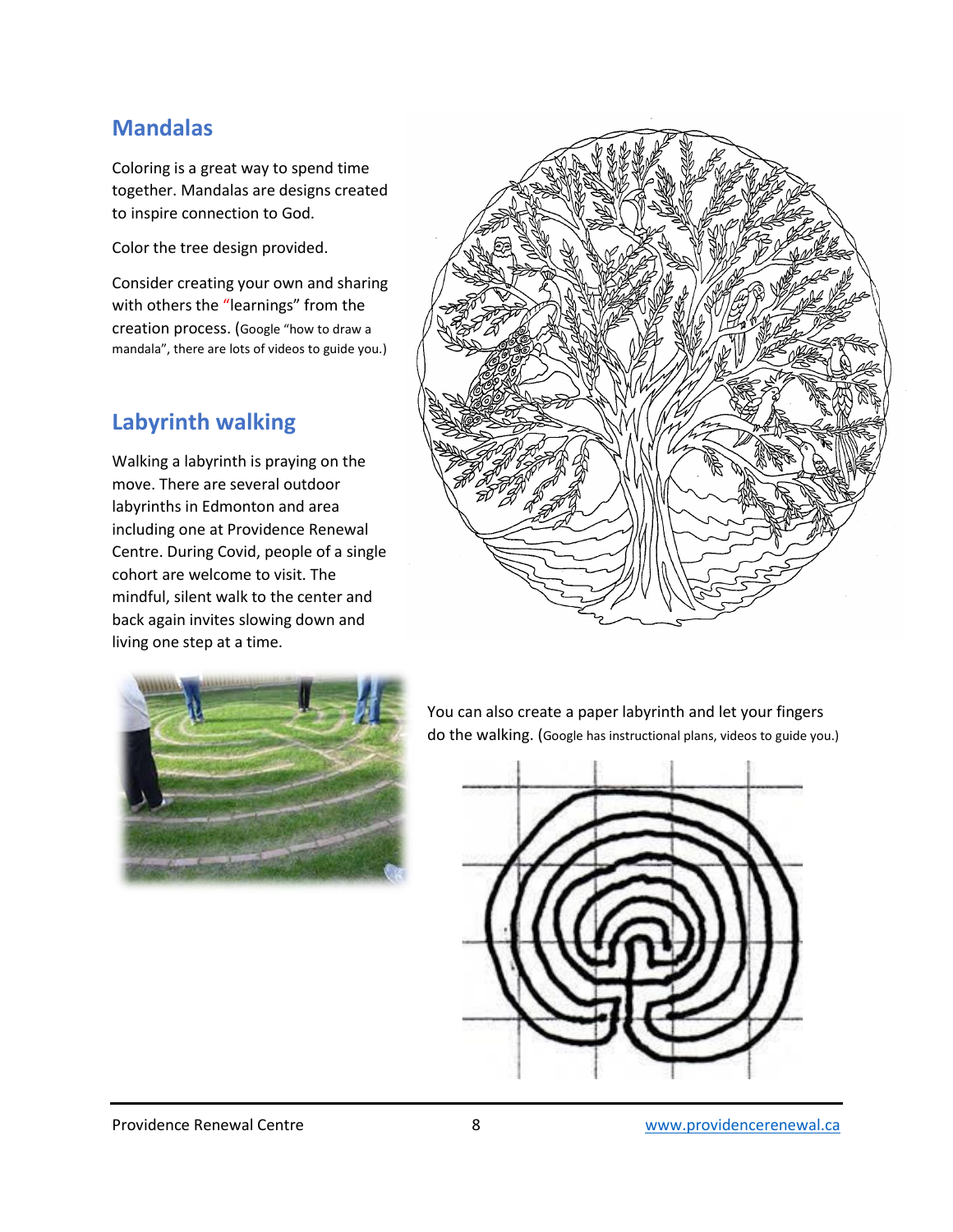## Mandalas

Coloring is a great way to spend time together. Mandalas are designs created to inspire connection to God.

Color the tree design provided.

Consider creating your own and sharing with others the "learnings" from the creation process. (Google "how to draw a mandala", there are lots of videos to guide you.)

## Labyrinth walking

Walking a labyrinth is praying on the move. There are several outdoor labyrinths in Edmonton and area including one at Providence Renewal Centre. During Covid, people of a single cohort are welcome to visit. The mindful, silent walk to the center and back again invites slowing down and living one step at a time.

You can also create a paper labyrinth and let your fingers do the walking. (Google has instructional plans, videos to guide you.)